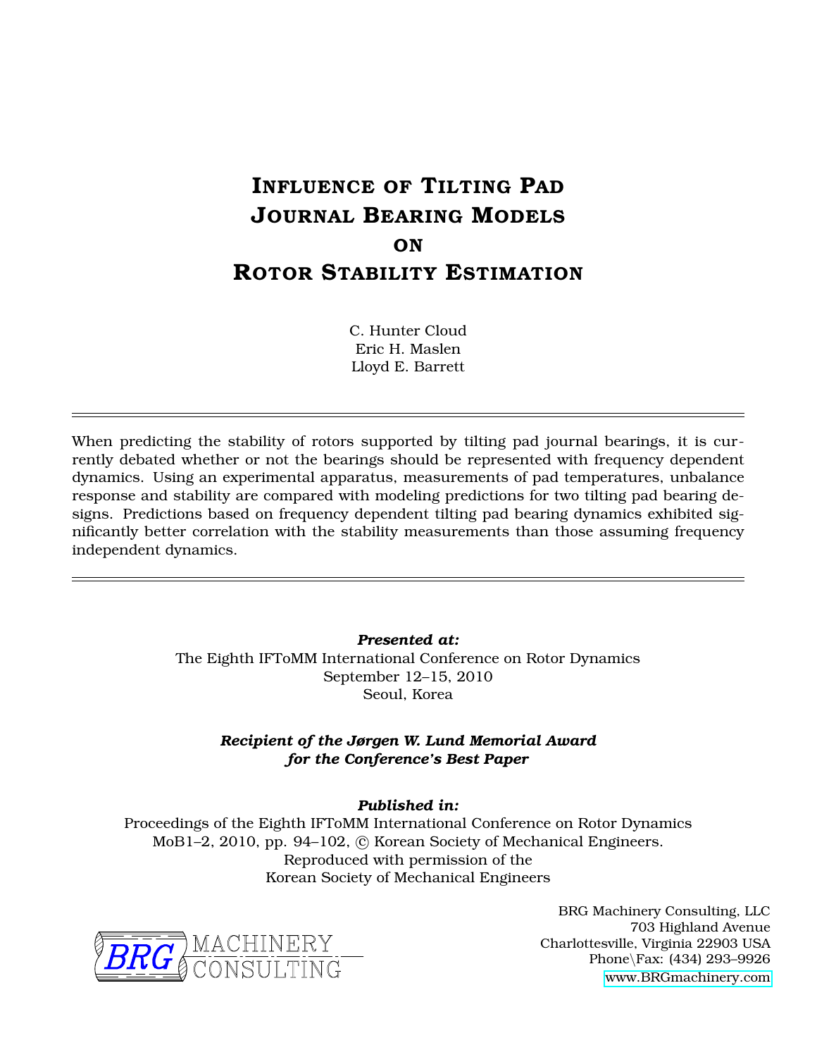# Influence of Tilting Pad Journal Bearing Models on Rotor Stability Estimation

C. Hunter Cloud
Eric H. Maslen
Lloyd E. Barrett

---

When predicting the stability of rotors supported by tilting pad journal bearings, it is currently debated whether or not the bearings should be represented with frequency dependent dynamics. Using an experimental apparatus, measurements of pad temperatures, unbalance response and stability are compared with modeling predictions for two tilting pad bearing designs. Predictions based on frequency dependent tilting pad bearing dynamics exhibited significantly better correlation with the stability measurements than those assuming frequency independent dynamics.

---

***Presented at:***
The Eighth IFToMM International Conference on Rotor Dynamics
September 12–15, 2010
Seoul, Korea

***Recipient of the Jørgen W. Lund Memorial Award for the Conference's Best Paper***

***Published in:***
Proceedings of the Eighth IFToMM International Conference on Rotor Dynamics
MoB1–2, 2010, pp. 94–102, © Korean Society of Mechanical Engineers.
Reproduced with permission of the
Korean Society of Mechanical Engineers

BRG MACHINERY CONSULTING

BRG Machinery Consulting, LLC
703 Highland Avenue
Charlottesville, Virginia 22903 USA
Phone\Fax: (434) 293–9926
www.BRGmachinery.com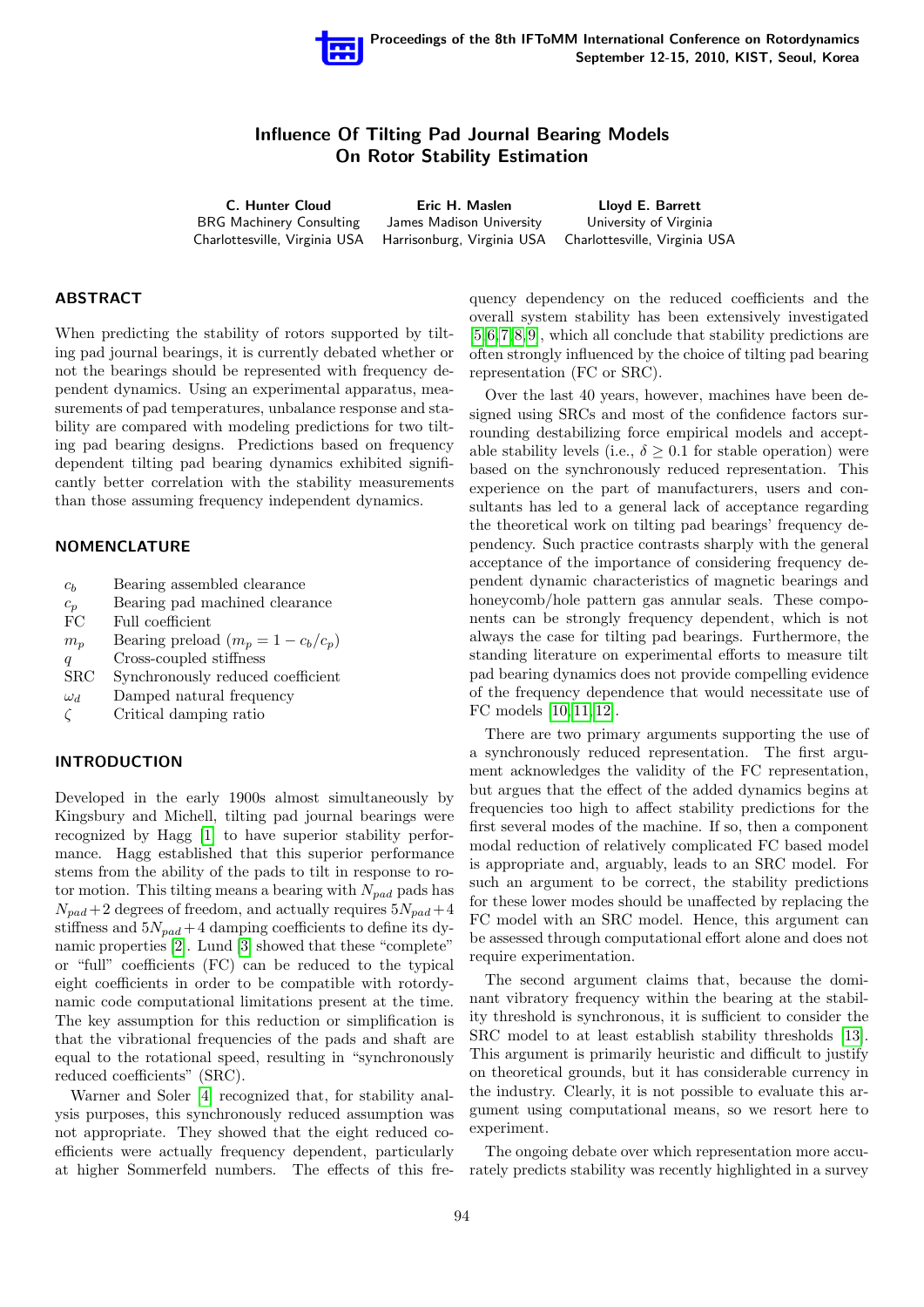# Influence Of Tilting Pad Journal Bearing Models On Rotor Stability Estimation

**C. Hunter Cloud**
BRG Machinery Consulting
Charlottesville, Virginia USA

**Eric H. Maslen**
James Madison University
Harrisonburg, Virginia USA

**Lloyd E. Barrett**
University of Virginia
Charlottesville, Virginia USA

## ABSTRACT

When predicting the stability of rotors supported by tilting pad journal bearings, it is currently debated whether or not the bearings should be represented with frequency dependent dynamics. Using an experimental apparatus, measurements of pad temperatures, unbalance response and stability are compared with modeling predictions for two tilting pad bearing designs. Predictions based on frequency dependent tilting pad bearing dynamics exhibited significantly better correlation with the stability measurements than those assuming frequency independent dynamics.

## NOMENCLATURE

| | |
|---|---|
| $c_b$ | Bearing assembled clearance |
| $c_p$ | Bearing pad machined clearance |
| FC | Full coefficient |
| $m_p$ | Bearing preload ($m_p = 1 - c_b/c_p$) |
| $q$ | Cross-coupled stiffness |
| SRC | Synchronously reduced coefficient |
| $\omega_d$ | Damped natural frequency |
| $\zeta$ | Critical damping ratio |

## INTRODUCTION

Developed in the early 1900s almost simultaneously by Kingsbury and Michell, tilting pad journal bearings were recognized by Hagg [1] to have superior stability performance. Hagg established that this superior performance stems from the ability of the pads to tilt in response to rotor motion. This tilting means a bearing with $N_{pad}$ pads has $N_{pad}+2$ degrees of freedom, and actually requires $5N_{pad}+4$ stiffness and $5N_{pad}+4$ damping coefficients to define its dynamic properties [2]. Lund [3] showed that these "complete" or "full" coefficients (FC) can be reduced to the typical eight coefficients in order to be compatible with rotordynamic code computational limitations present at the time. The key assumption for this reduction or simplification is that the vibrational frequencies of the pads and shaft are equal to the rotational speed, resulting in "synchronously reduced coefficients" (SRC).

Warner and Soler [4] recognized that, for stability analysis purposes, this synchronously reduced assumption was not appropriate. They showed that the eight reduced coefficients were actually frequency dependent, particularly at higher Sommerfeld numbers. The effects of this frequency dependency on the reduced coefficients and the overall system stability has been extensively investigated [5,6,7,8,9], which all conclude that stability predictions are often strongly influenced by the choice of tilting pad bearing representation (FC or SRC).

Over the last 40 years, however, machines have been designed using SRCs and most of the confidence factors surrounding destabilizing force empirical models and acceptable stability levels (i.e., $\delta \geq 0.1$ for stable operation) were based on the synchronously reduced representation. This experience on the part of manufacturers, users and consultants has led to a general lack of acceptance regarding the theoretical work on tilting pad bearings' frequency dependency. Such practice contrasts sharply with the general acceptance of the importance of considering frequency dependent dynamic characteristics of magnetic bearings and honeycomb/hole pattern gas annular seals. These components can be strongly frequency dependent, which is not always the case for tilting pad bearings. Furthermore, the standing literature on experimental efforts to measure tilt pad bearing dynamics does not provide compelling evidence of the frequency dependence that would necessitate use of FC models [10,11,12].

There are two primary arguments supporting the use of a synchronously reduced representation. The first argument acknowledges the validity of the FC representation, but argues that the effect of the added dynamics begins at frequencies too high to affect stability predictions for the first several modes of the machine. If so, then a component modal reduction of relatively complicated FC based model is appropriate and, arguably, leads to an SRC model. For such an argument to be correct, the stability predictions for these lower modes should be unaffected by replacing the FC model with an SRC model. Hence, this argument can be assessed through computational effort alone and does not require experimentation.

The second argument claims that, because the dominant vibratory frequency within the bearing at the stability threshold is synchronous, it is sufficient to consider the SRC model to at least establish stability thresholds [13]. This argument is primarily heuristic and difficult to justify on theoretical grounds, but it has considerable currency in the industry. Clearly, it is not possible to evaluate this argument using computational means, so we resort here to experiment.

The ongoing debate over which representation more accurately predicts stability was recently highlighted in a survey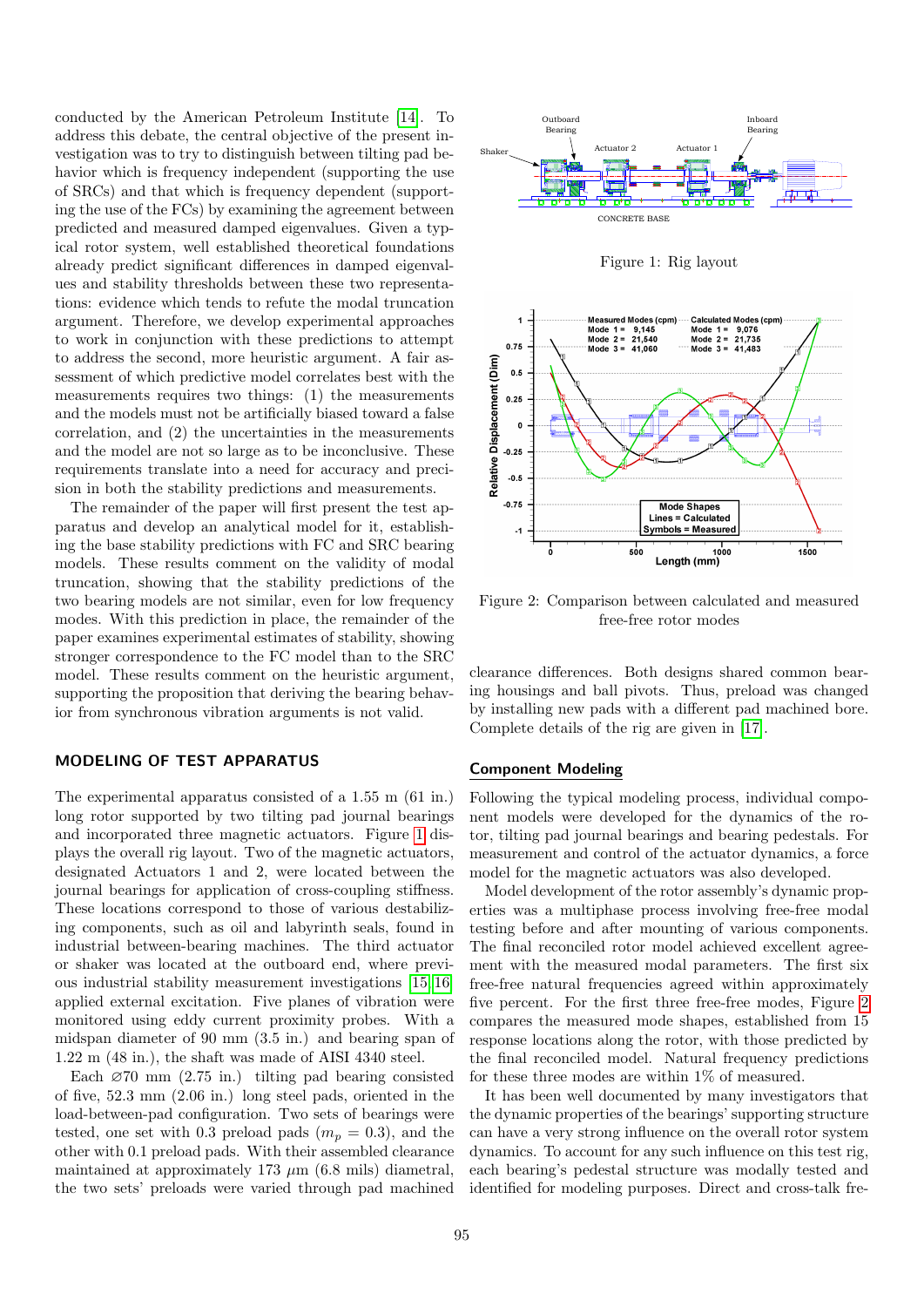conducted by the American Petroleum Institute [14]. To address this debate, the central objective of the present investigation was to try to distinguish between tilting pad behavior which is frequency independent (supporting the use of SRCs) and that which is frequency dependent (supporting the use of the FCs) by examining the agreement between predicted and measured damped eigenvalues. Given a typical rotor system, well established theoretical foundations already predict significant differences in damped eigenvalues and stability thresholds between these two representations: evidence which tends to refute the modal truncation argument. Therefore, we develop experimental approaches to work in conjunction with these predictions to attempt to address the second, more heuristic argument. A fair assessment of which predictive model correlates best with the measurements requires two things: (1) the measurements and the models must not be artificially biased toward a false correlation, and (2) the uncertainties in the measurements and the model are not so large as to be inconclusive. These requirements translate into a need for accuracy and precision in both the stability predictions and measurements.

The remainder of the paper will first present the test apparatus and develop an analytical model for it, establishing the base stability predictions with FC and SRC bearing models. These results comment on the validity of modal truncation, showing that the stability predictions of the two bearing models are not similar, even for low frequency modes. With this prediction in place, the remainder of the paper examines experimental estimates of stability, showing stronger correspondence to the FC model than to the SRC model. These results comment on the heuristic argument, supporting the proposition that deriving the bearing behavior from synchronous vibration arguments is not valid.

## MODELING OF TEST APPARATUS

The experimental apparatus consisted of a 1.55 m (61 in.) long rotor supported by two tilting pad journal bearings and incorporated three magnetic actuators. Figure 1 displays the overall rig layout. Two of the magnetic actuators, designated Actuators 1 and 2, were located between the journal bearings for application of cross-coupling stiffness. These locations correspond to those of various destabilizing components, such as oil and labyrinth seals, found in industrial between-bearing machines. The third actuator or shaker was located at the outboard end, where previous industrial stability measurement investigations [15, 16] applied external excitation. Five planes of vibration were monitored using eddy current proximity probes. With a midspan diameter of 90 mm (3.5 in.) and bearing span of 1.22 m (48 in.), the shaft was made of AISI 4340 steel.

Each ∅70 mm (2.75 in.) tilting pad bearing consisted of five, 52.3 mm (2.06 in.) long steel pads, oriented in the load-between-pad configuration. Two sets of bearings were tested, one set with 0.3 preload pads ($m_p = 0.3$), and the other with 0.1 preload pads. With their assembled clearance maintained at approximately 173 $\mu$m (6.8 mils) diametral, the two sets' preloads were varied through pad machined clearance differences. Both designs shared common bearing housings and ball pivots. Thus, preload was changed by installing new pads with a different pad machined bore. Complete details of the rig are given in [17].

Outboard Bearing
Shaker
Actuator 2
Actuator 1
Inboard Bearing
CONCRETE BASE

Figure 1: Rig layout

Measured Modes (cpm)
Mode 1 = 9,145
Mode 2 = 21,540
Mode 3 = 41,060
Calculated Modes (cpm)
Mode 1 = 9,076
Mode 2 = 21,735
Mode 3 = 41,483
Relative Displacement (Dim)
Mode Shapes
Lines = Calculated
Symbols = Measured
Length (mm)
1
0.75
0.5
0.25
0
-0.25
-0.5
-0.75
-1
0
500
1000
1500

Figure 2: Comparison between calculated and measured free-free rotor modes

### Component Modeling

Following the typical modeling process, individual component models were developed for the dynamics of the rotor, tilting pad journal bearings and bearing pedestals. For measurement and control of the actuator dynamics, a force model for the magnetic actuators was also developed.

Model development of the rotor assembly's dynamic properties was a multiphase process involving free-free modal testing before and after mounting of various components. The final reconciled rotor model achieved excellent agreement with the measured modal parameters. The first six free-free natural frequencies agreed within approximately five percent. For the first three free-free modes, Figure 2 compares the measured mode shapes, established from 15 response locations along the rotor, with those predicted by the final reconciled model. Natural frequency predictions for these three modes are within 1% of measured.

It has been well documented by many investigators that the dynamic properties of the bearings' supporting structure can have a very strong influence on the overall rotor system dynamics. To account for any such influence on this test rig, each bearing's pedestal structure was modally tested and identified for modeling purposes. Direct and cross-talk fre-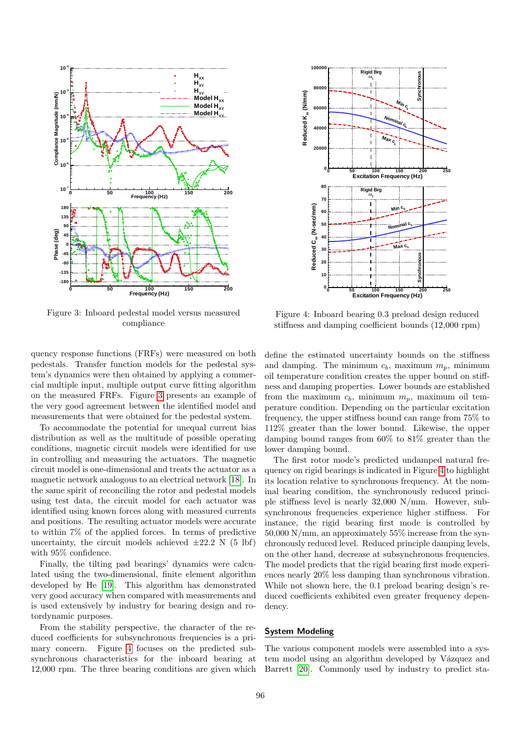Figure 3: Inboard pedestal model versus measured compliance

Figure 4: Inboard bearing 0.3 preload design reduced stiffness and damping coefficient bounds (12,000 rpm)

quency response functions (FRFs) were measured on both pedestals. Transfer function models for the pedestal system's dynamics were then obtained by applying a commercial multiple input, multiple output curve fitting algorithm on the measured FRFs. Figure 3 presents an example of the very good agreement between the identified model and measurements that were obtained for the pedestal system.

To accommodate the potential for unequal current bias distribution as well as the multitude of possible operating conditions, magnetic circuit models were identified for use in controlling and measuring the actuators. The magnetic circuit model is one-dimensional and treats the actuator as a magnetic network analogous to an electrical network [18]. In the same spirit of reconciling the rotor and pedestal models using test data, the circuit model for each actuator was identified using known forces along with measured currents and positions. The resulting actuator models were accurate to within 7% of the applied forces. In terms of predictive uncertainty, the circuit models achieved ±22.2 N (5 lbf) with 95% confidence.

Finally, the tilting pad bearings' dynamics were calculated using the two-dimensional, finite element algorithm developed by He [19]. This algorithm has demonstrated very good accuracy when compared with measurements and is used extensively by industry for bearing design and rotordynamic purposes.

From the stability perspective, the character of the reduced coefficients for subsynchronous frequencies is a primary concern. Figure 4 focuses on the predicted subsynchronous characteristics for the inboard bearing at 12,000 rpm. The three bearing conditions are given which define the estimated uncertainty bounds on the stiffness and damping. The minimum $c_b$, maximum $m_p$, minimum oil temperature condition creates the upper bound on stiffness and damping properties. Lower bounds are established from the maximum $c_b$, minimum $m_p$, maximum oil temperature condition. Depending on the particular excitation frequency, the upper stiffness bound can range from 75% to 112% greater than the lower bound. Likewise, the upper damping bound ranges from 60% to 81% greater than the lower damping bound.

The first rotor mode's predicted undamped natural frequency on rigid bearings is indicated in Figure 4 to highlight its location relative to synchronous frequency. At the nominal bearing condition, the synchronously reduced principle stiffness level is nearly 32,000 N/mm. However, subsynchronous frequencies experience higher stiffness. For instance, the rigid bearing first mode is controlled by 50,000 N/mm, an approximately 55% increase from the synchronously reduced level. Reduced principle damping levels, on the other hand, decrease at subsynchronous frequencies. The model predicts that the rigid bearing first mode experiences nearly 20% less damping than synchronous vibration. While not shown here, the 0.1 preload bearing design's reduced coefficients exhibited even greater frequency dependency.

## System Modeling

The various component models were assembled into a system model using an algorithm developed by Vázquez and Barrett [20]. Commonly used by industry to predict sta-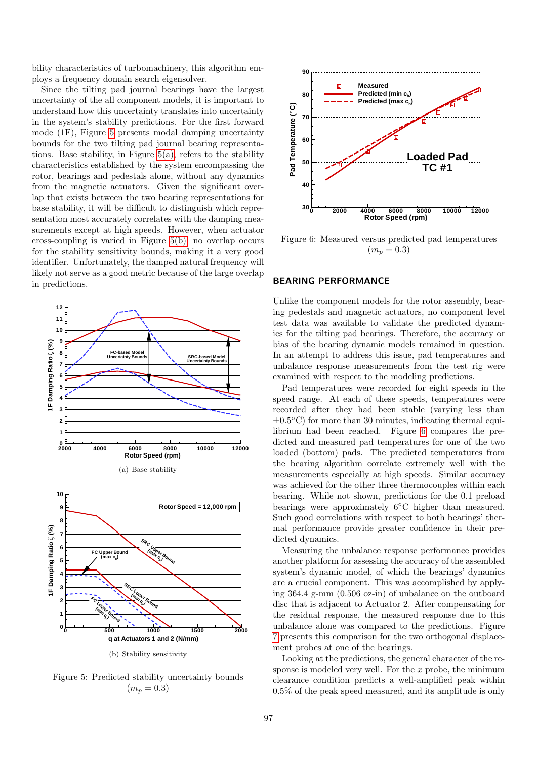bility characteristics of turbomachinery, this algorithm employs a frequency domain search eigensolver.

Since the tilting pad journal bearings have the largest uncertainty of the all component models, it is important to understand how this uncertainty translates into uncertainty in the system's stability predictions. For the first forward mode (1F), Figure 5 presents modal damping uncertainty bounds for the two tilting pad journal bearing representations. Base stability, in Figure 5(a), refers to the stability characteristics established by the system encompassing the rotor, bearings and pedestals alone, without any dynamics from the magnetic actuators. Given the significant overlap that exists between the two bearing representations for base stability, it will be difficult to distinguish which representation most accurately correlates with the damping measurements except at high speeds. However, when actuator cross-coupling is varied in Figure 5(b), no overlap occurs for the stability sensitivity bounds, making it a very good identifier. Unfortunately, the damped natural frequency will likely not serve as a good metric because of the large overlap in predictions.

1F Damping Ratio ζ (%)
FC-based Model Uncertainty Bounds
SRC-based Model Uncertainty Bounds
Rotor Speed (rpm)

(a) Base stability

1F Damping Ratio ζ (%)
Rotor Speed = 12,000 rpm
FC Upper Bound (max $c_b$)
SRC Upper Bound (max $c_b$)
SRC Lower Bound (min $c_b$)
FC Lower Bound (min $c_b$)
q at Actuators 1 and 2 (N/mm)

(b) Stability sensitivity

Figure 5: Predicted stability uncertainty bounds ($m_p = 0.3$)

Pad Temperature (°C)
Measured
Predicted (min $c_b$)
Predicted (max $c_b$)
Loaded Pad TC #1
Rotor Speed (rpm)

Figure 6: Measured versus predicted pad temperatures ($m_p = 0.3$)

## BEARING PERFORMANCE

Unlike the component models for the rotor assembly, bearing pedestals and magnetic actuators, no component level test data was available to validate the predicted dynamics for the tilting pad bearings. Therefore, the accuracy or bias of the bearing dynamic models remained in question. In an attempt to address this issue, pad temperatures and unbalance response measurements from the test rig were examined with respect to the modeling predictions.

Pad temperatures were recorded for eight speeds in the speed range. At each of these speeds, temperatures were recorded after they had been stable (varying less than ±0.5°C) for more than 30 minutes, indicating thermal equilibrium had been reached. Figure 6 compares the predicted and measured pad temperatures for one of the two loaded (bottom) pads. The predicted temperatures from the bearing algorithm correlate extremely well with the measurements especially at high speeds. Similar accuracy was achieved for the other three thermocouples within each bearing. While not shown, predictions for the 0.1 preload bearings were approximately 6°C higher than measured. Such good correlations with respect to both bearings' thermal performance provide greater confidence in their predicted dynamics.

Measuring the unbalance response performance provides another platform for assessing the accuracy of the assembled system's dynamic model, of which the bearings' dynamics are a crucial component. This was accomplished by applying 364.4 g-mm (0.506 oz-in) of unbalance on the outboard disc that is adjacent to Actuator 2. After compensating for the residual response, the measured response due to this unbalance alone was compared to the predictions. Figure 7 presents this comparison for the two orthogonal displacement probes at one of the bearings.

Looking at the predictions, the general character of the response is modeled very well. For the $x$ probe, the minimum clearance condition predicts a well-amplified peak within 0.5% of the peak speed measured, and its amplitude is only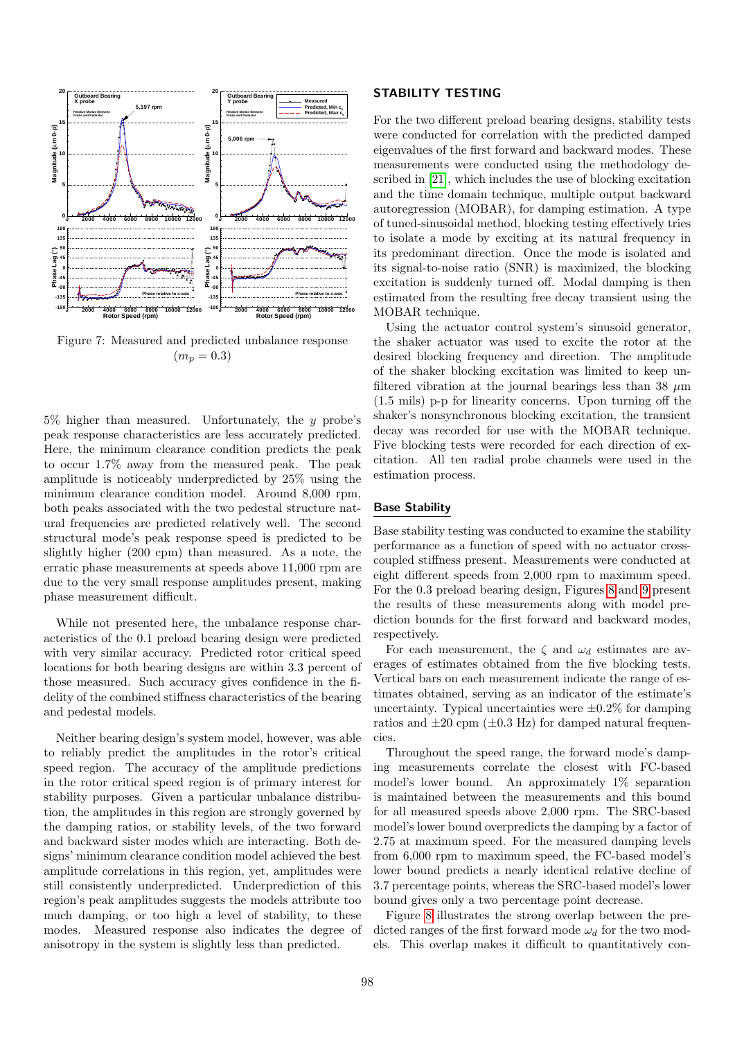Outboard Bearing
X probe

Relative Motion Between Probe and Pedestal

5,197 rpm

Magnitude (μm 0-p)

20
15
10
5
0

Phase Lag (°)

180
135
90
45
0
-45
-90
-135
-180

Phase relative to x-axis

2000 4000 6000 8000 10000 12000

Rotor Speed (rpm)

Outboard Bearing
Y probe

Relative Motion Between Probe and Pedestal

5,006 rpm

Measured
Predicted, Min $c_b$
Predicted, Max $c_b$

Magnitude (μm 0-p)

20
15
10
5
0

Phase Lag (°)

180
135
90
45
0
-45
-90
-135
-180

Phase relative to x-axis

2000 4000 6000 8000 10000 12000

Rotor Speed (rpm)

Figure 7: Measured and predicted unbalance response ($m_p = 0.3$)

5% higher than measured. Unfortunately, the $y$ probe's peak response characteristics are less accurately predicted. Here, the minimum clearance condition predicts the peak to occur 1.7% away from the measured peak. The peak amplitude is noticeably underpredicted by 25% using the minimum clearance condition model. Around 8,000 rpm, both peaks associated with the two pedestal structure natural frequencies are predicted relatively well. The second structural mode's peak response speed is predicted to be slightly higher (200 cpm) than measured. As a note, the erratic phase measurements at speeds above 11,000 rpm are due to the very small response amplitudes present, making phase measurement difficult.

While not presented here, the unbalance response characteristics of the 0.1 preload bearing design were predicted with very similar accuracy. Predicted rotor critical speed locations for both bearing designs are within 3.3 percent of those measured. Such accuracy gives confidence in the fidelity of the combined stiffness characteristics of the bearing and pedestal models.

Neither bearing design's system model, however, was able to reliably predict the amplitudes in the rotor's critical speed region. The accuracy of the amplitude predictions in the rotor critical speed region is of primary interest for stability purposes. Given a particular unbalance distribution, the amplitudes in this region are strongly governed by the damping ratios, or stability levels, of the two forward and backward sister modes which are interacting. Both designs' minimum clearance condition model achieved the best amplitude correlations in this region, yet, amplitudes were still consistently underpredicted. Underprediction of this region's peak amplitudes suggests the models attribute too much damping, or too high a level of stability, to these modes. Measured response also indicates the degree of anisotropy in the system is slightly less than predicted.

## STABILITY TESTING

For the two different preload bearing designs, stability tests were conducted for correlation with the predicted damped eigenvalues of the first forward and backward modes. These measurements were conducted using the methodology described in [21], which includes the use of blocking excitation and the time domain technique, multiple output backward autoregression (MOBAR), for damping estimation. A type of tuned-sinusoidal method, blocking testing effectively tries to isolate a mode by exciting at its natural frequency in its predominant direction. Once the mode is isolated and its signal-to-noise ratio (SNR) is maximized, the blocking excitation is suddenly turned off. Modal damping is then estimated from the resulting free decay transient using the MOBAR technique.

Using the actuator control system's sinusoid generator, the shaker actuator was used to excite the rotor at the desired blocking frequency and direction. The amplitude of the shaker blocking excitation was limited to keep unfiltered vibration at the journal bearings less than 38 $\mu$m (1.5 mils) p-p for linearity concerns. Upon turning off the shaker's nonsynchronous blocking excitation, the transient decay was recorded for use with the MOBAR technique. Five blocking tests were recorded for each direction of excitation. All ten radial probe channels were used in the estimation process.

### Base Stability

Base stability testing was conducted to examine the stability performance as a function of speed with no actuator cross-coupled stiffness present. Measurements were conducted at eight different speeds from 2,000 rpm to maximum speed. For the 0.3 preload bearing design, Figures 8 and 9 present the results of these measurements along with model prediction bounds for the first forward and backward modes, respectively.

For each measurement, the $\zeta$ and $\omega_d$ estimates are averages of estimates obtained from the five blocking tests. Vertical bars on each measurement indicate the range of estimates obtained, serving as an indicator of the estimate's uncertainty. Typical uncertainties were $\pm 0.2\%$ for damping ratios and $\pm 20$ cpm ($\pm 0.3$ Hz) for damped natural frequencies.

Throughout the speed range, the forward mode's damping measurements correlate the closest with FC-based model's lower bound. An approximately 1% separation is maintained between the measurements and this bound for all measured speeds above 2,000 rpm. The SRC-based model's lower bound overpredicts the damping by a factor of 2.75 at maximum speed. For the measured damping levels from 6,000 rpm to maximum speed, the FC-based model's lower bound predicts a nearly identical relative decline of 3.7 percentage points, whereas the SRC-based model's lower bound gives only a two percentage point decrease.

Figure 8 illustrates the strong overlap between the predicted ranges of the first forward mode $\omega_d$ for the two models. This overlap makes it difficult to quantitatively con-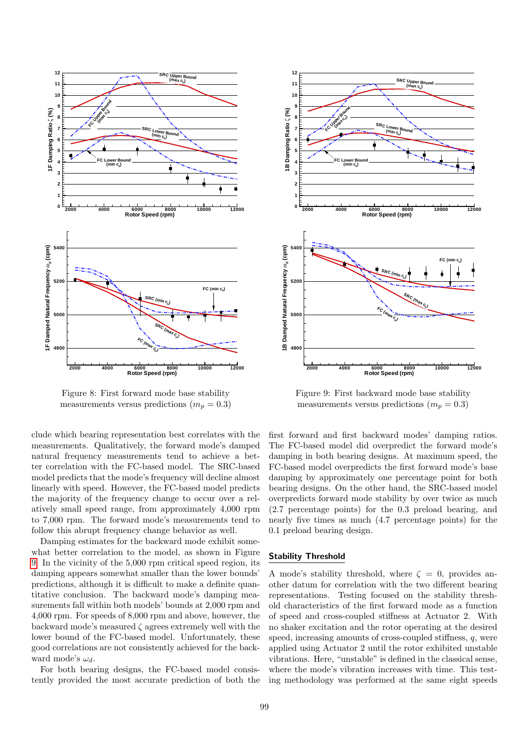1F Damping Ratio ζ (%)

SRC Upper Bound (max $c_q$)

FC Upper Bound (max $c_q$)

SRC Lower Bound (min $c_q$)

FC Lower Bound (min $c_q$)

Rotor Speed (rpm)

1F Damped Natural Frequency $\omega_d$ (cpm)

SRC (min $c_q$)

FC (min $c_q$)

SRC (max $c_q$)

FC (max $c_q$)

Rotor Speed (rpm)

Figure 8: First forward mode base stability measurements versus predictions ($m_p = 0.3$)

1B Damping Ratio ζ (%)

SRC Upper Bound (max $c_q$)

FC Upper Bound (max $c_q$)

SRC Lower Bound (min $c_q$)

FC Lower Bound (min $c_q$)

Rotor Speed (rpm)

1B Damped Natural Frequency $\omega_d$ (cpm)

FC (min $c_q$)

SRC (min $c_q$)

SRC (max $c_q$)

FC (max $c_q$)

Rotor Speed (rpm)

Figure 9: First backward mode base stability measurements versus predictions ($m_p = 0.3$)

clude which bearing representation best correlates with the measurements. Qualitatively, the forward mode's damped natural frequency measurements tend to achieve a better correlation with the FC-based model. The SRC-based model predicts that the mode's frequency will decline almost linearly with speed. However, the FC-based model predicts the majority of the frequency change to occur over a relatively small speed range, from approximately 4,000 rpm to 7,000 rpm. The forward mode's measurements tend to follow this abrupt frequency change behavior as well.

Damping estimates for the backward mode exhibit somewhat better correlation to the model, as shown in Figure 9. In the vicinity of the 5,000 rpm critical speed region, its damping appears somewhat smaller than the lower bounds' predictions, although it is difficult to make a definite quantitative conclusion. The backward mode's damping measurements fall within both models' bounds at 2,000 rpm and 4,000 rpm. For speeds of 8,000 rpm and above, however, the backward mode's measured $\zeta$ agrees extremely well with the lower bound of the FC-based model. Unfortunately, these good correlations are not consistently achieved for the backward mode's $\omega_d$.

For both bearing designs, the FC-based model consistently provided the most accurate prediction of both the first forward and first backward modes' damping ratios. The FC-based model did overpredict the forward mode's damping in both bearing designs. At maximum speed, the FC-based model overpredicts the first forward mode's base damping by approximately one percentage point for both bearing designs. On the other hand, the SRC-based model overpredicts forward mode stability by over twice as much (2.7 percentage points) for the 0.3 preload bearing, and nearly five times as much (4.7 percentage points) for the 0.1 preload bearing design.

## Stability Threshold

A mode's stability threshold, where $\zeta = 0$, provides another datum for correlation with the two different bearing representations. Testing focused on the stability threshold characteristics of the first forward mode as a function of speed and cross-coupled stiffness at Actuator 2. With no shaker excitation and the rotor operating at the desired speed, increasing amounts of cross-coupled stiffness, $q$, were applied using Actuator 2 until the rotor exhibited unstable vibrations. Here, "unstable" is defined in the classical sense, where the mode's vibration increases with time. This testing methodology was performed at the same eight speeds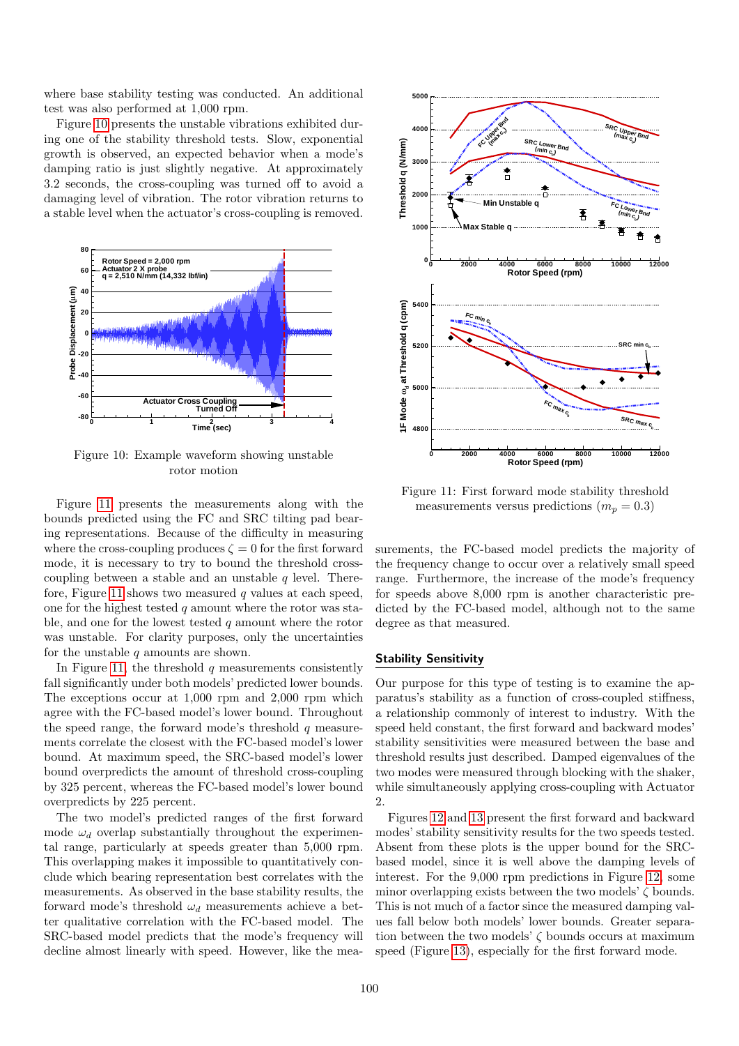where base stability testing was conducted. An additional test was also performed at 1,000 rpm.

Figure 10 presents the unstable vibrations exhibited during one of the stability threshold tests. Slow, exponential growth is observed, an expected behavior when a mode's damping ratio is just slightly negative. At approximately 3.2 seconds, the cross-coupling was turned off to avoid a damaging level of vibration. The rotor vibration returns to a stable level when the actuator's cross-coupling is removed.

Rotor Speed = 2,000 rpm
Actuator 2 X probe
q = 2,510 N/mm (14,332 lbf/in)
Actuator Cross Coupling
Turned Off
Probe Displacement (μm)
Time (sec)

Figure 10: Example waveform showing unstable rotor motion

Figure 11 presents the measurements along with the bounds predicted using the FC and SRC tilting pad bearing representations. Because of the difficulty in measuring where the cross-coupling produces $\zeta = 0$ for the first forward mode, it is necessary to try to bound the threshold cross-coupling between a stable and an unstable $q$ level. Therefore, Figure 11 shows two measured $q$ values at each speed, one for the highest tested $q$ amount where the rotor was stable, and one for the lowest tested $q$ amount where the rotor was unstable. For clarity purposes, only the uncertainties for the unstable $q$ amounts are shown.

In Figure 11, the threshold $q$ measurements consistently fall significantly under both models' predicted lower bounds. The exceptions occur at 1,000 rpm and 2,000 rpm which agree with the FC-based model's lower bound. Throughout the speed range, the forward mode's threshold $q$ measurements correlate the closest with the FC-based model's lower bound. At maximum speed, the SRC-based model's lower bound overpredicts the amount of threshold cross-coupling by 325 percent, whereas the FC-based model's lower bound overpredicts by 225 percent.

The two model's predicted ranges of the first forward mode $\omega_d$ overlap substantially throughout the experimental range, particularly at speeds greater than 5,000 rpm. This overlapping makes it impossible to quantitatively conclude which bearing representation best correlates with the measurements. As observed in the base stability results, the forward mode's threshold $\omega_d$ measurements achieve a better qualitative correlation with the FC-based model. The SRC-based model predicts that the mode's frequency will decline almost linearly with speed. However, like the measurements, the FC-based model predicts the majority of the frequency change to occur over a relatively small speed range. Furthermore, the increase of the mode's frequency for speeds above 8,000 rpm is another characteristic predicted by the FC-based model, although not to the same degree as that measured.

Threshold q (N/mm)
Rotor Speed (rpm)
FC Upper Bnd (max $c_b$)
SRC Upper Bnd (max $c_b$)
SRC Lower Bnd (min $c_b$)
FC Lower Bnd (min $c_b$)
Min Unstable q
Max Stable q

1F Mode $\omega_d$ at Threshold q (cpm)
Rotor Speed (rpm)
FC min $c_b$
SRC min $c_b$
FC max $c_b$
SRC max $c_b$

Figure 11: First forward mode stability threshold measurements versus predictions ($m_p = 0.3$)

## Stability Sensitivity

Our purpose for this type of testing is to examine the apparatus's stability as a function of cross-coupled stiffness, a relationship commonly of interest to industry. With the speed held constant, the first forward and backward modes' stability sensitivities were measured between the base and threshold results just described. Damped eigenvalues of the two modes were measured through blocking with the shaker, while simultaneously applying cross-coupling with Actuator 2.

Figures 12 and 13 present the first forward and backward modes' stability sensitivity results for the two speeds tested. Absent from these plots is the upper bound for the SRC-based model, since it is well above the damping levels of interest. For the 9,000 rpm predictions in Figure 12, some minor overlapping exists between the two models' $\zeta$ bounds. This is not much of a factor since the measured damping values fall below both models' lower bounds. Greater separation between the two models' $\zeta$ bounds occurs at maximum speed (Figure 13), especially for the first forward mode.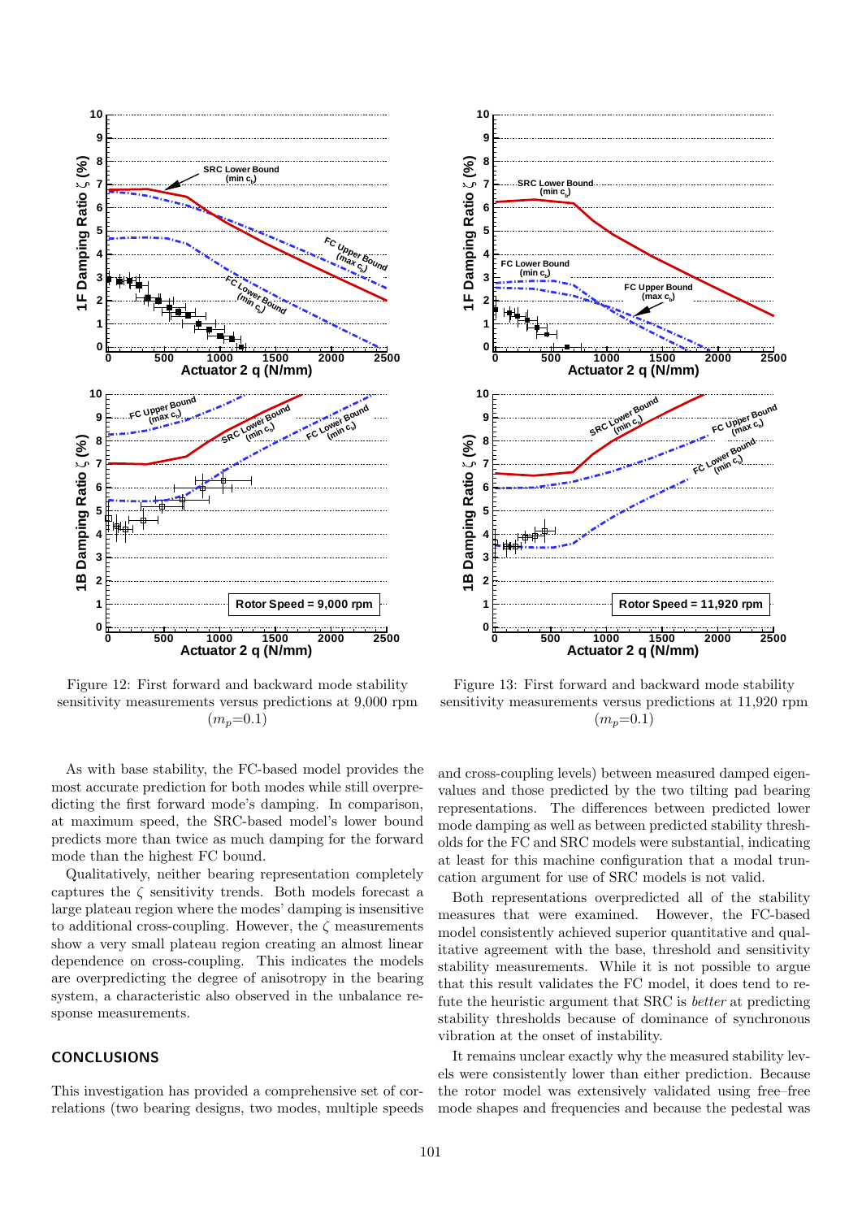1F Damping Ratio ζ (%)

SRC Lower Bound (min $c_b$)

FC Upper Bound (max $c_b$)

FC Lower Bound (min $c_b$)

Actuator 2 q (N/mm)

1B Damping Ratio ζ (%)

FC Upper Bound (max $c_b$)

SRC Lower Bound (min $c_b$)

FC Lower Bound (min $c_b$)

Rotor Speed = 9,000 rpm

Actuator 2 q (N/mm)

Figure 12: First forward and backward mode stability sensitivity measurements versus predictions at 9,000 rpm ($m_p$=0.1)

1F Damping Ratio ζ (%)

SRC Lower Bound (min $c_b$)

FC Lower Bound (min $c_b$)

FC Upper Bound (max $c_b$)

Actuator 2 q (N/mm)

1B Damping Ratio ζ (%)

SRC Lower Bound (min $c_b$)

FC Upper Bound (max $c_b$)

FC Lower Bound (min $c_b$)

Rotor Speed = 11,920 rpm

Actuator 2 q (N/mm)

Figure 13: First forward and backward mode stability sensitivity measurements versus predictions at 11,920 rpm ($m_p$=0.1)

As with base stability, the FC-based model provides the most accurate prediction for both modes while still overpredicting the first forward mode's damping. In comparison, at maximum speed, the SRC-based model's lower bound predicts more than twice as much damping for the forward mode than the highest FC bound.

Qualitatively, neither bearing representation completely captures the ζ sensitivity trends. Both models forecast a large plateau region where the modes' damping is insensitive to additional cross-coupling. However, the ζ measurements show a very small plateau region creating an almost linear dependence on cross-coupling. This indicates the models are overpredicting the degree of anisotropy in the bearing system, a characteristic also observed in the unbalance response measurements.

## CONCLUSIONS

This investigation has provided a comprehensive set of correlations (two bearing designs, two modes, multiple speeds and cross-coupling levels) between measured damped eigenvalues and those predicted by the two tilting pad bearing representations. The differences between predicted lower mode damping as well as between predicted stability thresholds for the FC and SRC models were substantial, indicating at least for this machine configuration that a modal truncation argument for use of SRC models is not valid.

Both representations overpredicted all of the stability measures that were examined. However, the FC-based model consistently achieved superior quantitative and qualitative agreement with the base, threshold and sensitivity stability measurements. While it is not possible to argue that this result validates the FC model, it does tend to refute the heuristic argument that SRC is *better* at predicting stability thresholds because of dominance of synchronous vibration at the onset of instability.

It remains unclear exactly why the measured stability levels were consistently lower than either prediction. Because the rotor model was extensively validated using free–free mode shapes and frequencies and because the pedestal was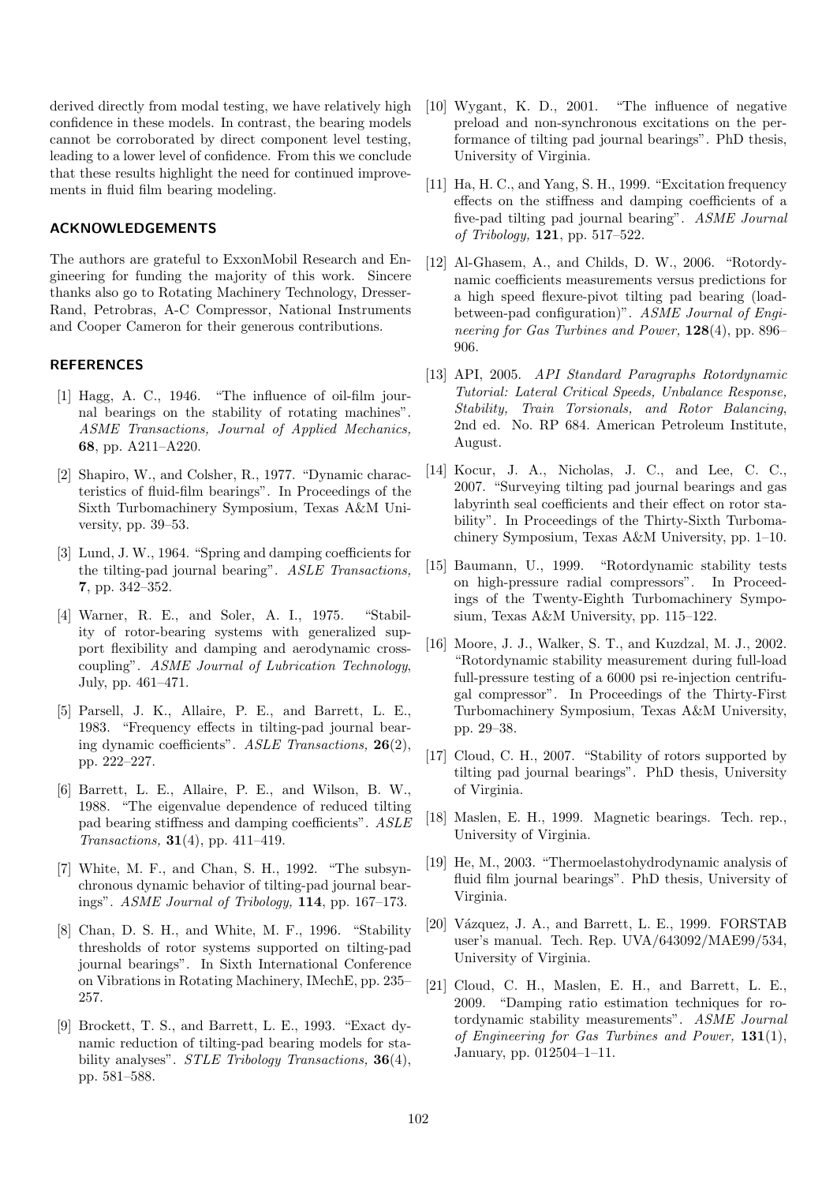derived directly from modal testing, we have relatively high confidence in these models. In contrast, the bearing models cannot be corroborated by direct component level testing, leading to a lower level of confidence. From this we conclude that these results highlight the need for continued improvements in fluid film bearing modeling.

## ACKNOWLEDGEMENTS

The authors are grateful to ExxonMobil Research and Engineering for funding the majority of this work. Sincere thanks also go to Rotating Machinery Technology, Dresser-Rand, Petrobras, A-C Compressor, National Instruments and Cooper Cameron for their generous contributions.

## REFERENCES

[1] Hagg, A. C., 1946. "The influence of oil-film journal bearings on the stability of rotating machines". *ASME Transactions, Journal of Applied Mechanics,* **68**, pp. A211–A220.

[2] Shapiro, W., and Colsher, R., 1977. "Dynamic characteristics of fluid-film bearings". In Proceedings of the Sixth Turbomachinery Symposium, Texas A&M University, pp. 39–53.

[3] Lund, J. W., 1964. "Spring and damping coefficients for the tilting-pad journal bearing". *ASLE Transactions,* **7**, pp. 342–352.

[4] Warner, R. E., and Soler, A. I., 1975. "Stability of rotor-bearing systems with generalized support flexibility and damping and aerodynamic cross-coupling". *ASME Journal of Lubrication Technology*, July, pp. 461–471.

[5] Parsell, J. K., Allaire, P. E., and Barrett, L. E., 1983. "Frequency effects in tilting-pad journal bearing dynamic coefficients". *ASLE Transactions,* **26**(2), pp. 222–227.

[6] Barrett, L. E., Allaire, P. E., and Wilson, B. W., 1988. "The eigenvalue dependence of reduced tilting pad bearing stiffness and damping coefficients". *ASLE Transactions,* **31**(4), pp. 411–419.

[7] White, M. F., and Chan, S. H., 1992. "The subsynchronous dynamic behavior of tilting-pad journal bearings". *ASME Journal of Tribology,* **114**, pp. 167–173.

[8] Chan, D. S. H., and White, M. F., 1996. "Stability thresholds of rotor systems supported on tilting-pad journal bearings". In Sixth International Conference on Vibrations in Rotating Machinery, IMechE, pp. 235–257.

[9] Brockett, T. S., and Barrett, L. E., 1993. "Exact dynamic reduction of tilting-pad bearing models for stability analyses". *STLE Tribology Transactions,* **36**(4), pp. 581–588.

[10] Wygant, K. D., 2001. "The influence of negative preload and non-synchronous excitations on the performance of tilting pad journal bearings". PhD thesis, University of Virginia.

[11] Ha, H. C., and Yang, S. H., 1999. "Excitation frequency effects on the stiffness and damping coefficients of a five-pad tilting pad journal bearing". *ASME Journal of Tribology,* **121**, pp. 517–522.

[12] Al-Ghasem, A., and Childs, D. W., 2006. "Rotordynamic coefficients measurements versus predictions for a high speed flexure-pivot tilting pad bearing (load-between-pad configuration)". *ASME Journal of Engineering for Gas Turbines and Power,* **128**(4), pp. 896–906.

[13] API, 2005. *API Standard Paragraphs Rotordynamic Tutorial: Lateral Critical Speeds, Unbalance Response, Stability, Train Torsionals, and Rotor Balancing*, 2nd ed. No. RP 684. American Petroleum Institute, August.

[14] Kocur, J. A., Nicholas, J. C., and Lee, C. C., 2007. "Surveying tilting pad journal bearings and gas labyrinth seal coefficients and their effect on rotor stability". In Proceedings of the Thirty-Sixth Turbomachinery Symposium, Texas A&M University, pp. 1–10.

[15] Baumann, U., 1999. "Rotordynamic stability tests on high-pressure radial compressors". In Proceedings of the Twenty-Eighth Turbomachinery Symposium, Texas A&M University, pp. 115–122.

[16] Moore, J. J., Walker, S. T., and Kuzdzal, M. J., 2002. "Rotordynamic stability measurement during full-load full-pressure testing of a 6000 psi re-injection centrifugal compressor". In Proceedings of the Thirty-First Turbomachinery Symposium, Texas A&M University, pp. 29–38.

[17] Cloud, C. H., 2007. "Stability of rotors supported by tilting pad journal bearings". PhD thesis, University of Virginia.

[18] Maslen, E. H., 1999. Magnetic bearings. Tech. rep., University of Virginia.

[19] He, M., 2003. "Thermoelastohydrodynamic analysis of fluid film journal bearings". PhD thesis, University of Virginia.

[20] Vázquez, J. A., and Barrett, L. E., 1999. FORSTAB user's manual. Tech. Rep. UVA/643092/MAE99/534, University of Virginia.

[21] Cloud, C. H., Maslen, E. H., and Barrett, L. E., 2009. "Damping ratio estimation techniques for rotordynamic stability measurements". *ASME Journal of Engineering for Gas Turbines and Power,* **131**(1), January, pp. 012504–1–11.